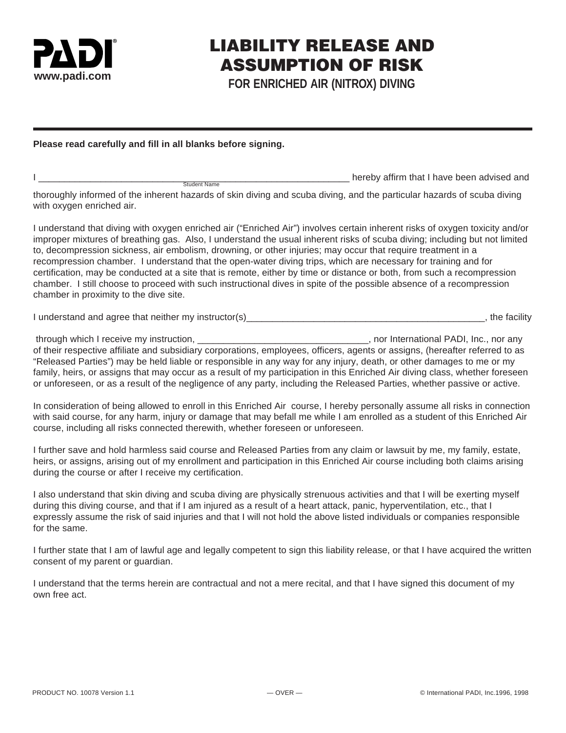PADI

www.padi.com

# LIABILITY RELEASE AND ASSUMPTION OF RISK

## FOR ENRICHED AIR (NITROX) DIVING

**Please read carefully and fill in all blanks before signing.**

I _______________________________________________________________ hereby affirm that I have been advised and
Student Name

thoroughly informed of the inherent hazards of skin diving and scuba diving, and the particular hazards of scuba diving with oxygen enriched air.

I understand that diving with oxygen enriched air ("Enriched Air") involves certain inherent risks of oxygen toxicity and/or improper mixtures of breathing gas. Also, I understand the usual inherent risks of scuba diving; including but not limited to, decompression sickness, air embolism, drowning, or other injuries; may occur that require treatment in a recompression chamber. I understand that the open-water diving trips, which are necessary for training and for certification, may be conducted at a site that is remote, either by time or distance or both, from such a recompression chamber. I still choose to proceed with such instructional dives in spite of the possible absence of a recompression chamber in proximity to the dive site.

I understand and agree that neither my instructor(s)________________________________________________, the facility

through which I receive my instruction, ________________________________, nor International PADI, Inc., nor any of their respective affiliate and subsidiary corporations, employees, officers, agents or assigns, (hereafter referred to as "Released Parties") may be held liable or responsible in any way for any injury, death, or other damages to me or my family, heirs, or assigns that may occur as a result of my participation in this Enriched Air diving class, whether foreseen or unforeseen, or as a result of the negligence of any party, including the Released Parties, whether passive or active.

In consideration of being allowed to enroll in this Enriched Air course, I hereby personally assume all risks in connection with said course, for any harm, injury or damage that may befall me while I am enrolled as a student of this Enriched Air course, including all risks connected therewith, whether foreseen or unforeseen.

I further save and hold harmless said course and Released Parties from any claim or lawsuit by me, my family, estate, heirs, or assigns, arising out of my enrollment and participation in this Enriched Air course including both claims arising during the course or after I receive my certification.

I also understand that skin diving and scuba diving are physically strenuous activities and that I will be exerting myself during this diving course, and that if I am injured as a result of a heart attack, panic, hyperventilation, etc., that I expressly assume the risk of said injuries and that I will not hold the above listed individuals or companies responsible for the same.

I further state that I am of lawful age and legally competent to sign this liability release, or that I have acquired the written consent of my parent or guardian.

I understand that the terms herein are contractual and not a mere recital, and that I have signed this document of my own free act.

PRODUCT NO. 10078 Version 1.1 — OVER — © International PADI, Inc.1996, 1998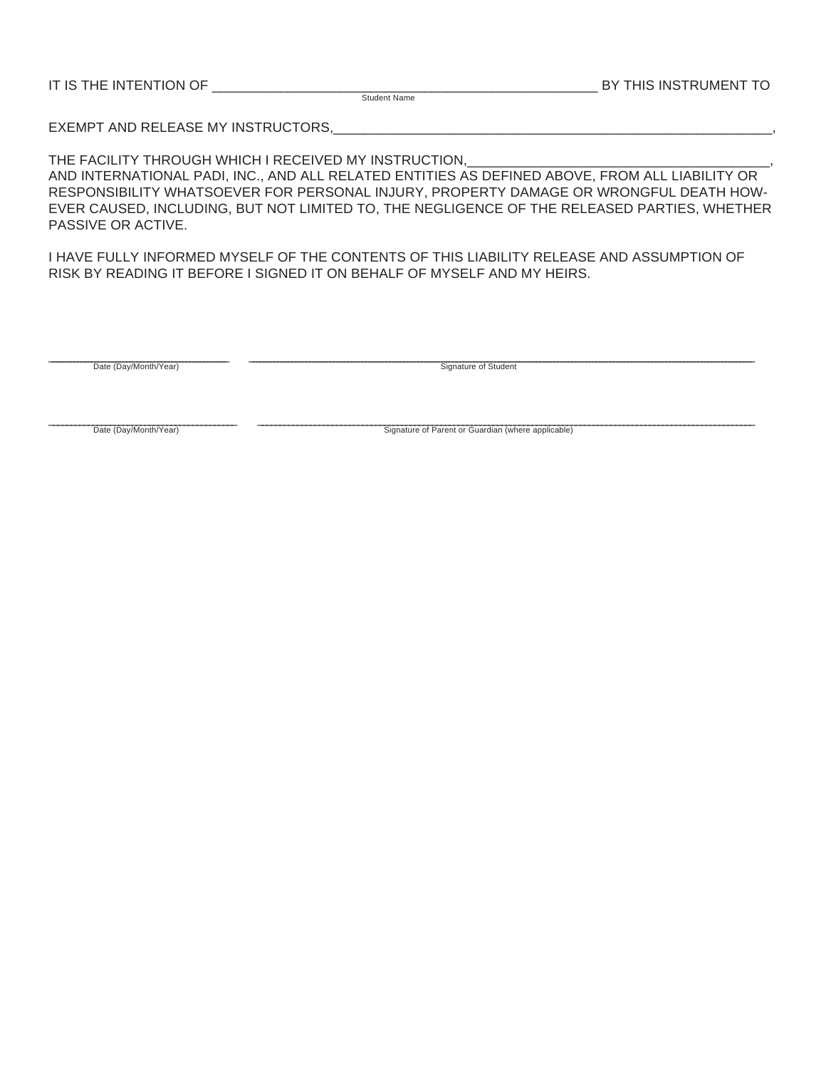IT IS THE INTENTION OF _____________________________________________________ BY THIS INSTRUMENT TO

Student Name

EXEMPT AND RELEASE MY INSTRUCTORS,___________________________________________________________,

THE FACILITY THROUGH WHICH I RECEIVED MY INSTRUCTION,_______________________________________,
AND INTERNATIONAL PADI, INC., AND ALL RELATED ENTITIES AS DEFINED ABOVE, FROM ALL LIABILITY OR RESPONSIBILITY WHATSOEVER FOR PERSONAL INJURY, PROPERTY DAMAGE OR WRONGFUL DEATH HOWEVER CAUSED, INCLUDING, BUT NOT LIMITED TO, THE NEGLIGENCE OF THE RELEASED PARTIES, WHETHER PASSIVE OR ACTIVE.

I HAVE FULLY INFORMED MYSELF OF THE CONTENTS OF THIS LIABILITY RELEASE AND ASSUMPTION OF RISK BY READING IT BEFORE I SIGNED IT ON BEHALF OF MYSELF AND MY HEIRS.

_______________________________ _______________________________________________________________

Date (Day/Month/Year) Signature of Student

_______________________________ _______________________________________________________________

Date (Day/Month/Year) Signature of Parent or Guardian (where applicable)